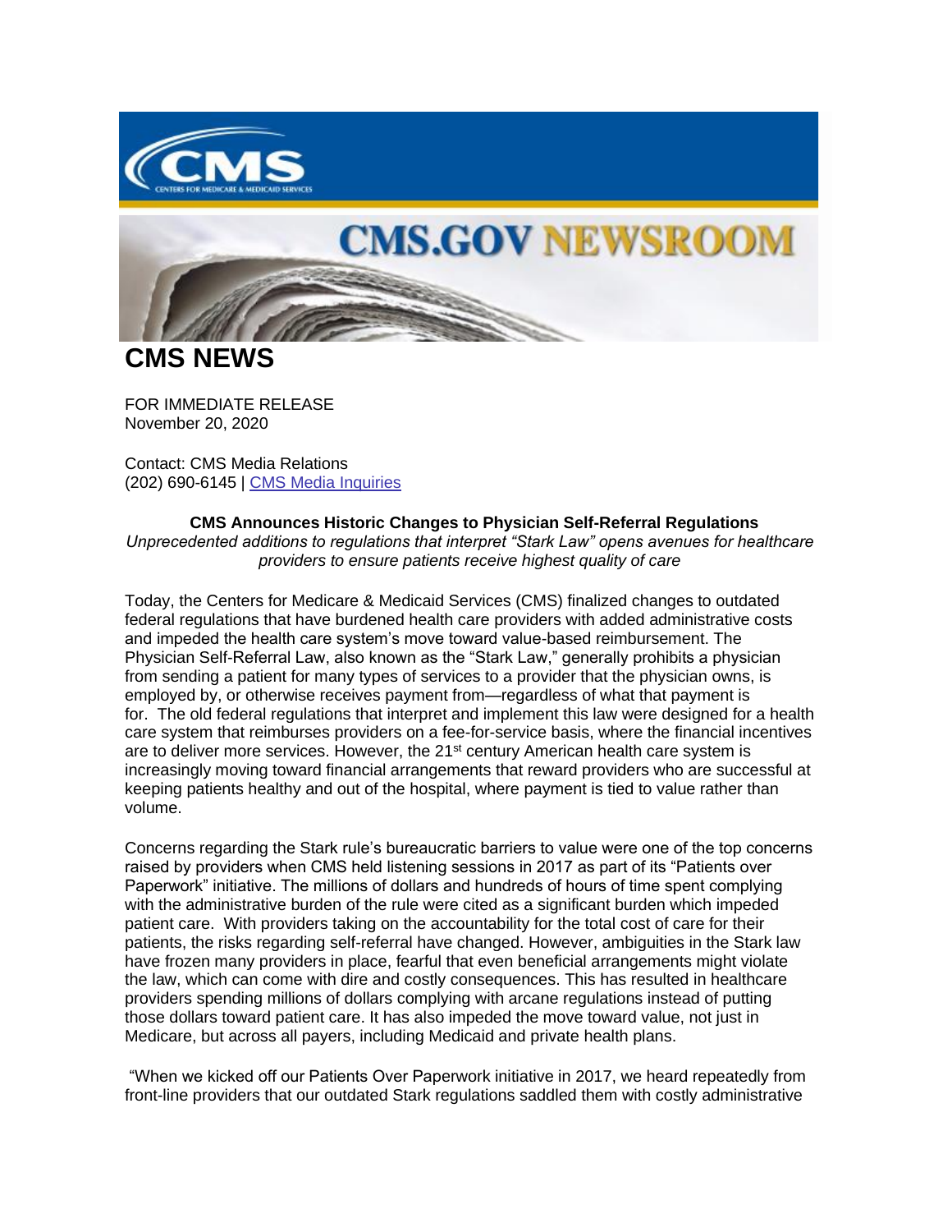# CMS NEWS

FOR IMMEDIATE RELEASE
November 20, 2020

Contact: CMS Media Relations
(202) 690-6145 | [CMS Media Inquiries]

**CMS Announces Historic Changes to Physician Self-Referral Regulations**

*Unprecedented additions to regulations that interpret "Stark Law" opens avenues for healthcare providers to ensure patients receive highest quality of care*

Today, the Centers for Medicare & Medicaid Services (CMS) finalized changes to outdated federal regulations that have burdened health care providers with added administrative costs and impeded the health care system's move toward value-based reimbursement. The Physician Self-Referral Law, also known as the "Stark Law," generally prohibits a physician from sending a patient for many types of services to a provider that the physician owns, is employed by, or otherwise receives payment from—regardless of what that payment is for. The old federal regulations that interpret and implement this law were designed for a health care system that reimburses providers on a fee-for-service basis, where the financial incentives are to deliver more services. However, the 21st century American health care system is increasingly moving toward financial arrangements that reward providers who are successful at keeping patients healthy and out of the hospital, where payment is tied to value rather than volume.

Concerns regarding the Stark rule's bureaucratic barriers to value were one of the top concerns raised by providers when CMS held listening sessions in 2017 as part of its "Patients over Paperwork" initiative. The millions of dollars and hundreds of hours of time spent complying with the administrative burden of the rule were cited as a significant burden which impeded patient care. With providers taking on the accountability for the total cost of care for their patients, the risks regarding self-referral have changed. However, ambiguities in the Stark law have frozen many providers in place, fearful that even beneficial arrangements might violate the law, which can come with dire and costly consequences. This has resulted in healthcare providers spending millions of dollars complying with arcane regulations instead of putting those dollars toward patient care. It has also impeded the move toward value, not just in Medicare, but across all payers, including Medicaid and private health plans.

"When we kicked off our Patients Over Paperwork initiative in 2017, we heard repeatedly from front-line providers that our outdated Stark regulations saddled them with costly administrative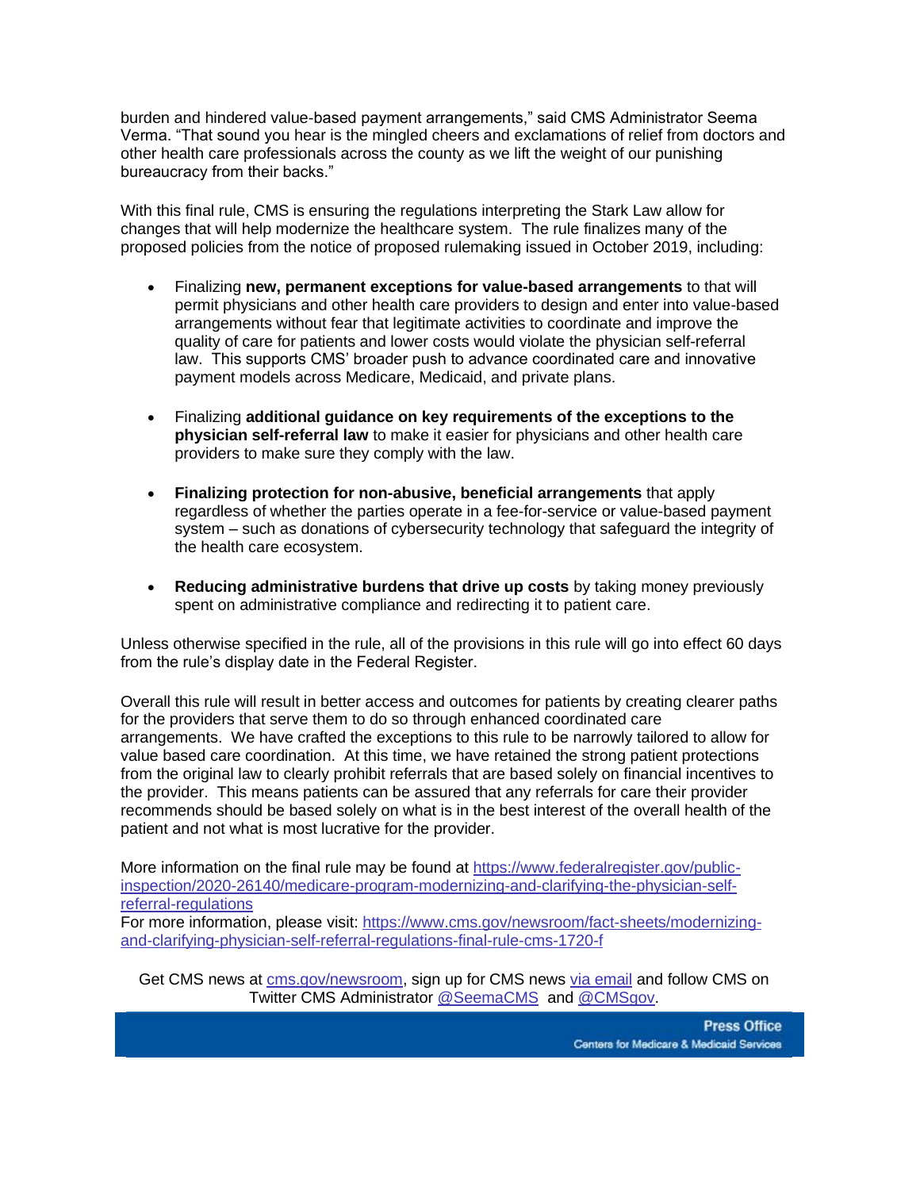burden and hindered value-based payment arrangements," said CMS Administrator Seema Verma. "That sound you hear is the mingled cheers and exclamations of relief from doctors and other health care professionals across the county as we lift the weight of our punishing bureaucracy from their backs."

With this final rule, CMS is ensuring the regulations interpreting the Stark Law allow for changes that will help modernize the healthcare system. The rule finalizes many of the proposed policies from the notice of proposed rulemaking issued in October 2019, including:

- Finalizing **new, permanent exceptions for value-based arrangements** to that will permit physicians and other health care providers to design and enter into value-based arrangements without fear that legitimate activities to coordinate and improve the quality of care for patients and lower costs would violate the physician self-referral law. This supports CMS' broader push to advance coordinated care and innovative payment models across Medicare, Medicaid, and private plans.
- Finalizing **additional guidance on key requirements of the exceptions to the physician self-referral law** to make it easier for physicians and other health care providers to make sure they comply with the law.
- **Finalizing protection for non-abusive, beneficial arrangements** that apply regardless of whether the parties operate in a fee-for-service or value-based payment system – such as donations of cybersecurity technology that safeguard the integrity of the health care ecosystem.
- **Reducing administrative burdens that drive up costs** by taking money previously spent on administrative compliance and redirecting it to patient care.

Unless otherwise specified in the rule, all of the provisions in this rule will go into effect 60 days from the rule's display date in the Federal Register.

Overall this rule will result in better access and outcomes for patients by creating clearer paths for the providers that serve them to do so through enhanced coordinated care arrangements. We have crafted the exceptions to this rule to be narrowly tailored to allow for value based care coordination. At this time, we have retained the strong patient protections from the original law to clearly prohibit referrals that are based solely on financial incentives to the provider. This means patients can be assured that any referrals for care their provider recommends should be based solely on what is in the best interest of the overall health of the patient and not what is most lucrative for the provider.

More information on the final rule may be found at https://www.federalregister.gov/public-inspection/2020-26140/medicare-program-modernizing-and-clarifying-the-physician-self-referral-regulations

For more information, please visit: https://www.cms.gov/newsroom/fact-sheets/modernizing-and-clarifying-physician-self-referral-regulations-final-rule-cms-1720-f

Get CMS news at cms.gov/newsroom, sign up for CMS news via email and follow CMS on Twitter CMS Administrator @SeemaCMS and @CMSgov.

**Press Office**
Centers for Medicare & Medicaid Services